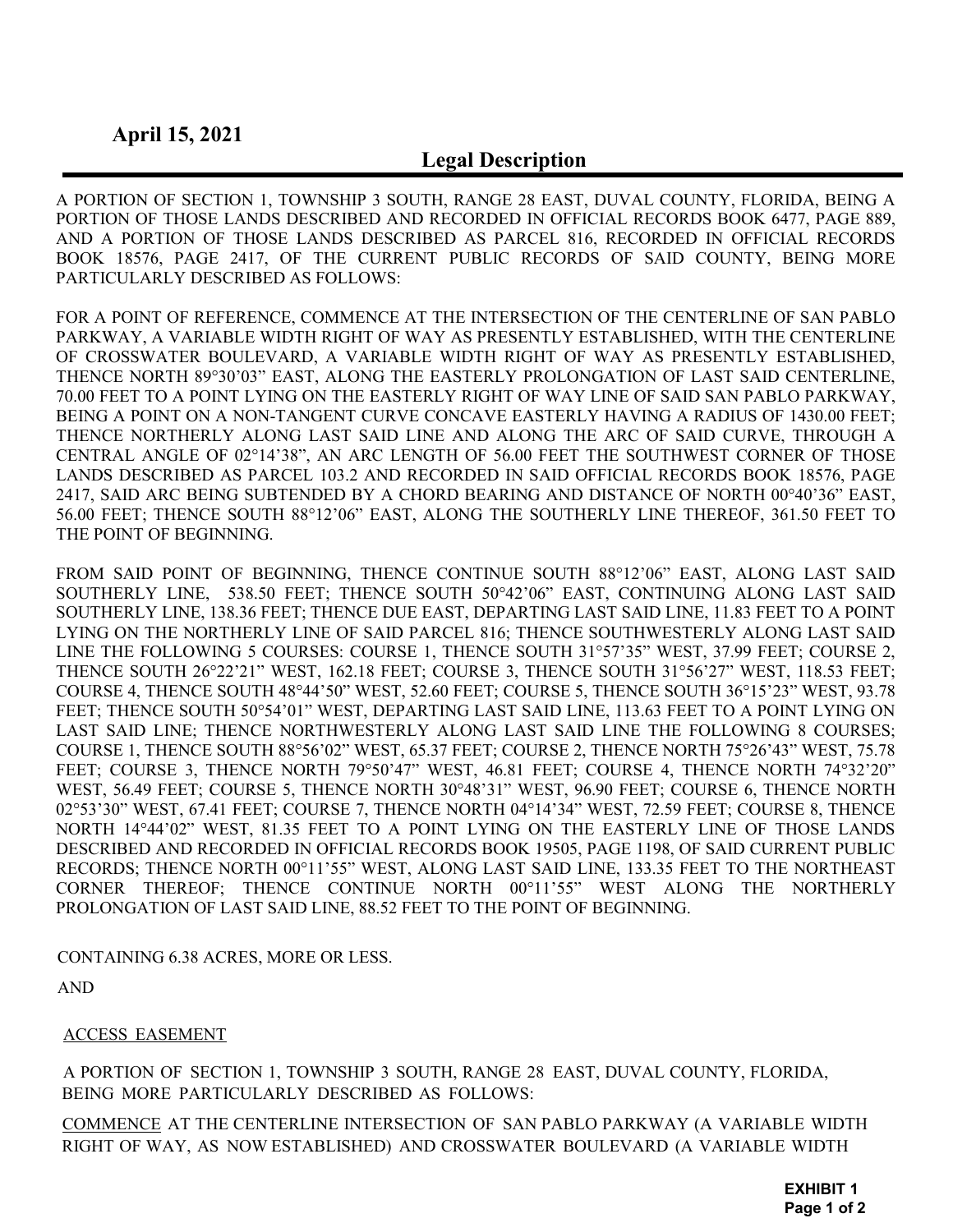**April 15, 2021**

## Legal Description

A PORTION OF SECTION 1, TOWNSHIP 3 SOUTH, RANGE 28 EAST, DUVAL COUNTY, FLORIDA, BEING A PORTION OF THOSE LANDS DESCRIBED AND RECORDED IN OFFICIAL RECORDS BOOK 6477, PAGE 889, AND A PORTION OF THOSE LANDS DESCRIBED AS PARCEL 816, RECORDED IN OFFICIAL RECORDS BOOK 18576, PAGE 2417, OF THE CURRENT PUBLIC RECORDS OF SAID COUNTY, BEING MORE PARTICULARLY DESCRIBED AS FOLLOWS:

FOR A POINT OF REFERENCE, COMMENCE AT THE INTERSECTION OF THE CENTERLINE OF SAN PABLO PARKWAY, A VARIABLE WIDTH RIGHT OF WAY AS PRESENTLY ESTABLISHED, WITH THE CENTERLINE OF CROSSWATER BOULEVARD, A VARIABLE WIDTH RIGHT OF WAY AS PRESENTLY ESTABLISHED, THENCE NORTH 89°30'03" EAST, ALONG THE EASTERLY PROLONGATION OF LAST SAID CENTERLINE, 70.00 FEET TO A POINT LYING ON THE EASTERLY RIGHT OF WAY LINE OF SAID SAN PABLO PARKWAY, BEING A POINT ON A NON-TANGENT CURVE CONCAVE EASTERLY HAVING A RADIUS OF 1430.00 FEET; THENCE NORTHERLY ALONG LAST SAID LINE AND ALONG THE ARC OF SAID CURVE, THROUGH A CENTRAL ANGLE OF 02°14'38", AN ARC LENGTH OF 56.00 FEET THE SOUTHWEST CORNER OF THOSE LANDS DESCRIBED AS PARCEL 103.2 AND RECORDED IN SAID OFFICIAL RECORDS BOOK 18576, PAGE 2417, SAID ARC BEING SUBTENDED BY A CHORD BEARING AND DISTANCE OF NORTH 00°40'36" EAST, 56.00 FEET; THENCE SOUTH 88°12'06" EAST, ALONG THE SOUTHERLY LINE THEREOF, 361.50 FEET TO THE POINT OF BEGINNING.

FROM SAID POINT OF BEGINNING, THENCE CONTINUE SOUTH 88°12'06" EAST, ALONG LAST SAID SOUTHERLY LINE, 538.50 FEET; THENCE SOUTH 50°42'06" EAST, CONTINUING ALONG LAST SAID SOUTHERLY LINE, 138.36 FEET; THENCE DUE EAST, DEPARTING LAST SAID LINE, 11.83 FEET TO A POINT LYING ON THE NORTHERLY LINE OF SAID PARCEL 816; THENCE SOUTHWESTERLY ALONG LAST SAID LINE THE FOLLOWING 5 COURSES: COURSE 1, THENCE SOUTH 31°57'35" WEST, 37.99 FEET; COURSE 2, THENCE SOUTH 26°22'21" WEST, 162.18 FEET; COURSE 3, THENCE SOUTH 31°56'27" WEST, 118.53 FEET; COURSE 4, THENCE SOUTH 48°44'50" WEST, 52.60 FEET; COURSE 5, THENCE SOUTH 36°15'23" WEST, 93.78 FEET; THENCE SOUTH 50°54'01" WEST, DEPARTING LAST SAID LINE, 113.63 FEET TO A POINT LYING ON LAST SAID LINE; THENCE NORTHWESTERLY ALONG LAST SAID LINE THE FOLLOWING 8 COURSES; COURSE 1, THENCE SOUTH 88°56'02" WEST, 65.37 FEET; COURSE 2, THENCE NORTH 75°26'43" WEST, 75.78 FEET; COURSE 3, THENCE NORTH 79°50'47" WEST, 46.81 FEET; COURSE 4, THENCE NORTH 74°32'20" WEST, 56.49 FEET; COURSE 5, THENCE NORTH 30°48'31" WEST, 96.90 FEET; COURSE 6, THENCE NORTH 02°53'30" WEST, 67.41 FEET; COURSE 7, THENCE NORTH 04°14'34" WEST, 72.59 FEET; COURSE 8, THENCE NORTH 14°44'02" WEST, 81.35 FEET TO A POINT LYING ON THE EASTERLY LINE OF THOSE LANDS DESCRIBED AND RECORDED IN OFFICIAL RECORDS BOOK 19505, PAGE 1198, OF SAID CURRENT PUBLIC RECORDS; THENCE NORTH 00°11'55" WEST, ALONG LAST SAID LINE, 133.35 FEET TO THE NORTHEAST CORNER THEREOF; THENCE CONTINUE NORTH 00°11'55" WEST ALONG THE NORTHERLY PROLONGATION OF LAST SAID LINE, 88.52 FEET TO THE POINT OF BEGINNING.

CONTAINING 6.38 ACRES, MORE OR LESS.

AND

ACCESS EASEMENT

A PORTION OF SECTION 1, TOWNSHIP 3 SOUTH, RANGE 28 EAST, DUVAL COUNTY, FLORIDA, BEING MORE PARTICULARLY DESCRIBED AS FOLLOWS:

COMMENCE AT THE CENTERLINE INTERSECTION OF SAN PABLO PARKWAY (A VARIABLE WIDTH RIGHT OF WAY, AS NOW ESTABLISHED) AND CROSSWATER BOULEVARD (A VARIABLE WIDTH

**EXHIBIT 1**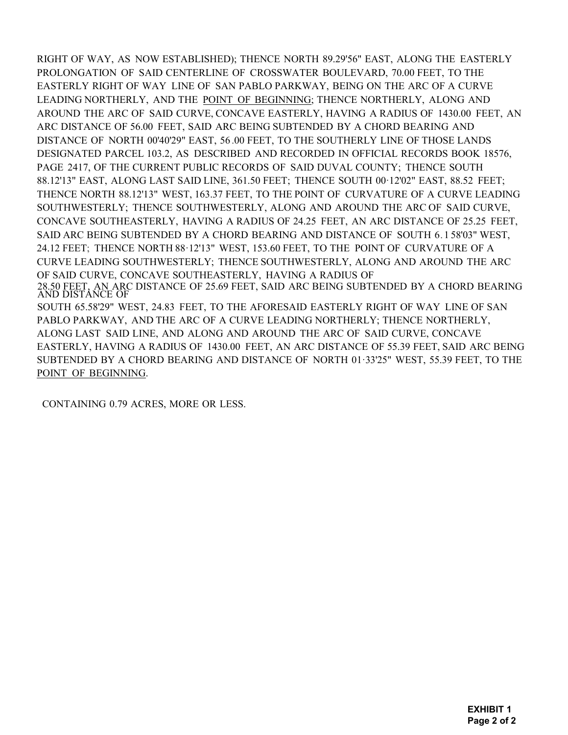RIGHT OF WAY, AS NOW ESTABLISHED); THENCE NORTH 89.29'56" EAST, ALONG THE EASTERLY PROLONGATION OF SAID CENTERLINE OF CROSSWATER BOULEVARD, 70.00 FEET, TO THE EASTERLY RIGHT OF WAY LINE OF SAN PABLO PARKWAY, BEING ON THE ARC OF A CURVE LEADING NORTHERLY, AND THE POINT OF BEGINNING; THENCE NORTHERLY, ALONG AND AROUND THE ARC OF SAID CURVE, CONCAVE EASTERLY, HAVING A RADIUS OF 1430.00 FEET, AN ARC DISTANCE OF 56.00 FEET, SAID ARC BEING SUBTENDED BY A CHORD BEARING AND DISTANCE OF NORTH 00'40'29" EAST, 56.00 FEET, TO THE SOUTHERLY LINE OF THOSE LANDS DESIGNATED PARCEL 103.2, AS DESCRIBED AND RECORDED IN OFFICIAL RECORDS BOOK 18576, PAGE 2417, OF THE CURRENT PUBLIC RECORDS OF SAID DUVAL COUNTY; THENCE SOUTH 88.12'13" EAST, ALONG LAST SAID LINE, 361.50 FEET; THENCE SOUTH 00·12'02" EAST, 88.52 FEET; THENCE NORTH 88.12'13" WEST, 163.37 FEET, TO THE POINT OF CURVATURE OF A CURVE LEADING SOUTHWESTERLY; THENCE SOUTHWESTERLY, ALONG AND AROUND THE ARC OF SAID CURVE, CONCAVE SOUTHEASTERLY, HAVING A RADIUS OF 24.25 FEET, AN ARC DISTANCE OF 25.25 FEET, SAID ARC BEING SUBTENDED BY A CHORD BEARING AND DISTANCE OF SOUTH 6.1 58'03" WEST, 24.12 FEET; THENCE NORTH 88·12'13" WEST, 153.60 FEET, TO THE POINT OF CURVATURE OF A CURVE LEADING SOUTHWESTERLY; THENCE SOUTHWESTERLY, ALONG AND AROUND THE ARC OF SAID CURVE, CONCAVE SOUTHEASTERLY, HAVING A RADIUS OF 28.50 FEET, AN ARC DISTANCE OF 25.69 FEET, SAID ARC BEING SUBTENDED BY A CHORD BEARING AND DISTANCE OF SOUTH 65.58'29" WEST, 24.83 FEET, TO THE AFORESAID EASTERLY RIGHT OF WAY LINE OF SAN PABLO PARKWAY, AND THE ARC OF A CURVE LEADING NORTHERLY; THENCE NORTHERLY, ALONG LAST SAID LINE, AND ALONG AND AROUND THE ARC OF SAID CURVE, CONCAVE EASTERLY, HAVING A RADIUS OF 1430.00 FEET, AN ARC DISTANCE OF 55.39 FEET, SAID ARC BEING SUBTENDED BY A CHORD BEARING AND DISTANCE OF NORTH 01·33'25" WEST, 55.39 FEET, TO THE POINT OF BEGINNING.

CONTAINING 0.79 ACRES, MORE OR LESS.

**EXHIBIT 1**